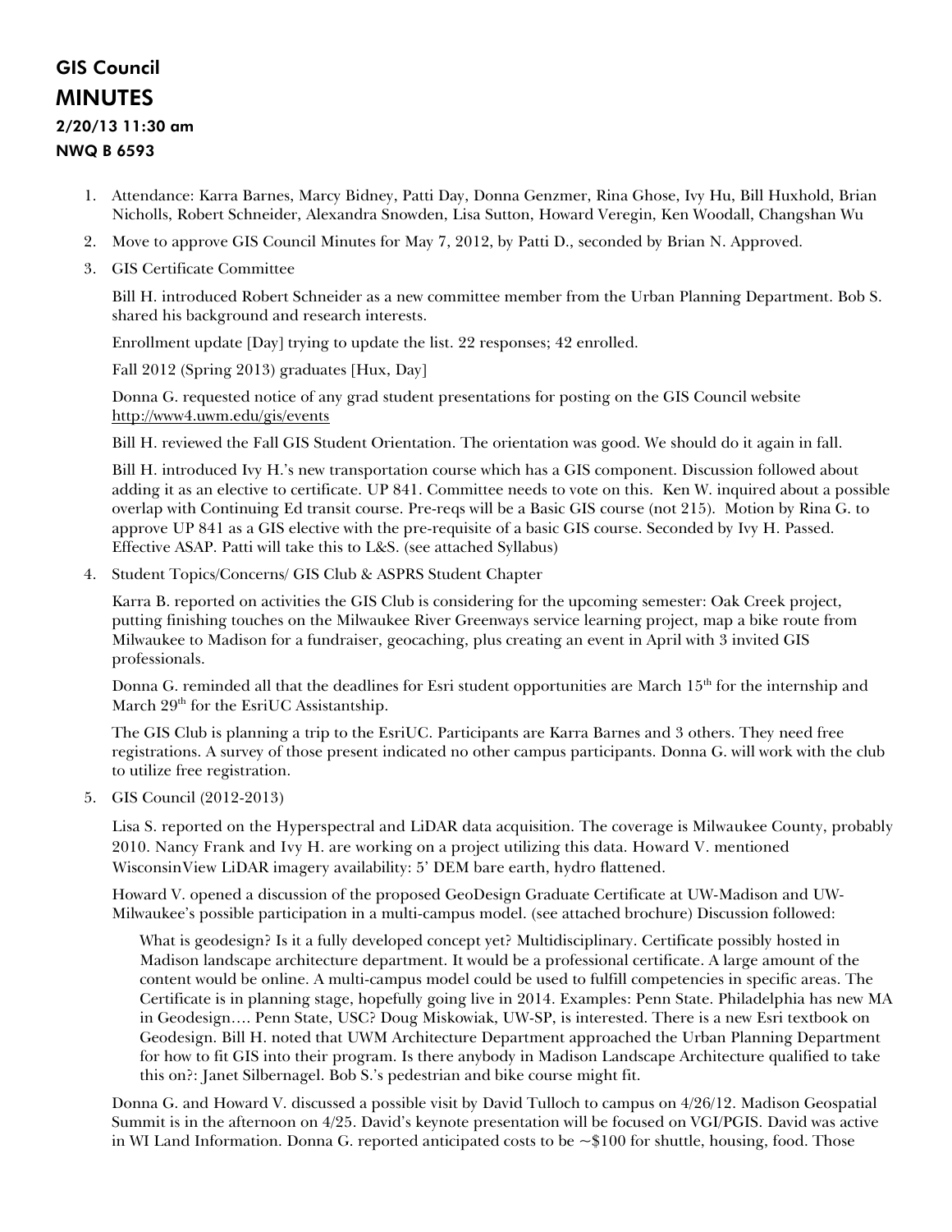# GIS Council
# MINUTES
### 2/20/13 11:30 am
### NWQ B 6593

1. Attendance: Karra Barnes, Marcy Bidney, Patti Day, Donna Genzmer, Rina Ghose, Ivy Hu, Bill Huxhold, Brian Nicholls, Robert Schneider, Alexandra Snowden, Lisa Sutton, Howard Veregin, Ken Woodall, Changshan Wu

2. Move to approve GIS Council Minutes for May 7, 2012, by Patti D., seconded by Brian N. Approved.

3. GIS Certificate Committee

   Bill H. introduced Robert Schneider as a new committee member from the Urban Planning Department. Bob S. shared his background and research interests.

   Enrollment update [Day] trying to update the list. 22 responses; 42 enrolled.

   Fall 2012 (Spring 2013) graduates [Hux, Day]

   Donna G. requested notice of any grad student presentations for posting on the GIS Council website http://www4.uwm.edu/gis/events

   Bill H. reviewed the Fall GIS Student Orientation. The orientation was good. We should do it again in fall.

   Bill H. introduced Ivy H.'s new transportation course which has a GIS component. Discussion followed about adding it as an elective to certificate. UP 841. Committee needs to vote on this. Ken W. inquired about a possible overlap with Continuing Ed transit course. Pre-reqs will be a Basic GIS course (not 215). Motion by Rina G. to approve UP 841 as a GIS elective with the pre-requisite of a basic GIS course. Seconded by Ivy H. Passed. Effective ASAP. Patti will take this to L&S. (see attached Syllabus)

4. Student Topics/Concerns/ GIS Club & ASPRS Student Chapter

   Karra B. reported on activities the GIS Club is considering for the upcoming semester: Oak Creek project, putting finishing touches on the Milwaukee River Greenways service learning project, map a bike route from Milwaukee to Madison for a fundraiser, geocaching, plus creating an event in April with 3 invited GIS professionals.

   Donna G. reminded all that the deadlines for Esri student opportunities are March 15th for the internship and March 29th for the EsriUC Assistantship.

   The GIS Club is planning a trip to the EsriUC. Participants are Karra Barnes and 3 others. They need free registrations. A survey of those present indicated no other campus participants. Donna G. will work with the club to utilize free registration.

5. GIS Council (2012-2013)

   Lisa S. reported on the Hyperspectral and LiDAR data acquisition. The coverage is Milwaukee County, probably 2010. Nancy Frank and Ivy H. are working on a project utilizing this data. Howard V. mentioned WisconsinView LiDAR imagery availability: 5' DEM bare earth, hydro flattened.

   Howard V. opened a discussion of the proposed GeoDesign Graduate Certificate at UW-Madison and UW-Milwaukee's possible participation in a multi-campus model. (see attached brochure) Discussion followed:

   > What is geodesign? Is it a fully developed concept yet? Multidisciplinary. Certificate possibly hosted in Madison landscape architecture department. It would be a professional certificate. A large amount of the content would be online. A multi-campus model could be used to fulfill competencies in specific areas. The Certificate is in planning stage, hopefully going live in 2014. Examples: Penn State. Philadelphia has new MA in Geodesign…. Penn State, USC? Doug Miskowiak, UW-SP, is interested. There is a new Esri textbook on Geodesign. Bill H. noted that UWM Architecture Department approached the Urban Planning Department for how to fit GIS into their program. Is there anybody in Madison Landscape Architecture qualified to take this on?: Janet Silbernagel. Bob S.'s pedestrian and bike course might fit.

   Donna G. and Howard V. discussed a possible visit by David Tulloch to campus on 4/26/12. Madison Geospatial Summit is in the afternoon on 4/25. David's keynote presentation will be focused on VGI/PGIS. David was active in WI Land Information. Donna G. reported anticipated costs to be ~$100 for shuttle, housing, food. Those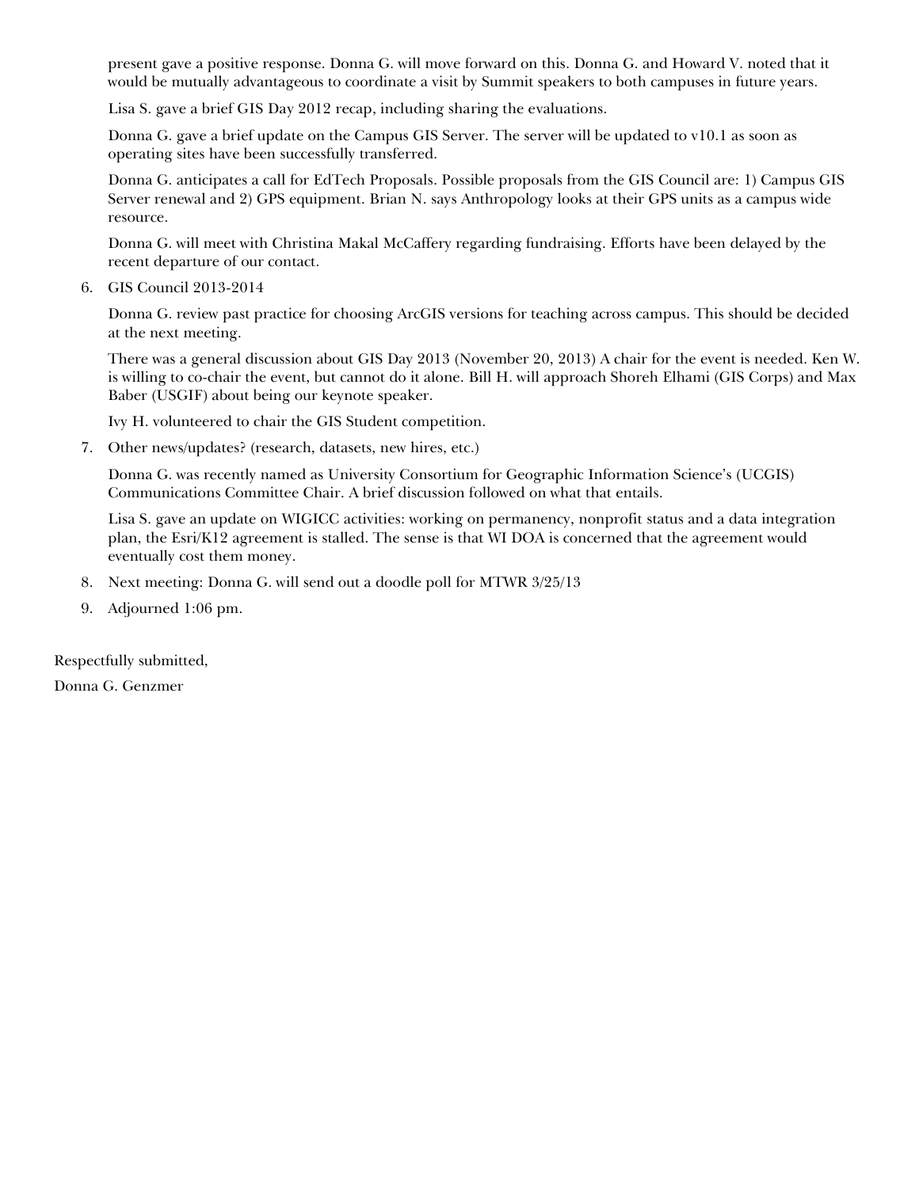present gave a positive response. Donna G. will move forward on this. Donna G. and Howard V. noted that it would be mutually advantageous to coordinate a visit by Summit speakers to both campuses in future years.

Lisa S. gave a brief GIS Day 2012 recap, including sharing the evaluations.

Donna G. gave a brief update on the Campus GIS Server. The server will be updated to v10.1 as soon as operating sites have been successfully transferred.

Donna G. anticipates a call for EdTech Proposals. Possible proposals from the GIS Council are: 1) Campus GIS Server renewal and 2) GPS equipment. Brian N. says Anthropology looks at their GPS units as a campus wide resource.

Donna G. will meet with Christina Makal McCaffery regarding fundraising. Efforts have been delayed by the recent departure of our contact.

6. GIS Council 2013-2014

   Donna G. review past practice for choosing ArcGIS versions for teaching across campus. This should be decided at the next meeting.

   There was a general discussion about GIS Day 2013 (November 20, 2013) A chair for the event is needed. Ken W. is willing to co-chair the event, but cannot do it alone. Bill H. will approach Shoreh Elhami (GIS Corps) and Max Baber (USGIF) about being our keynote speaker.

   Ivy H. volunteered to chair the GIS Student competition.

7. Other news/updates? (research, datasets, new hires, etc.)

   Donna G. was recently named as University Consortium for Geographic Information Science's (UCGIS) Communications Committee Chair. A brief discussion followed on what that entails.

   Lisa S. gave an update on WIGICC activities: working on permanency, nonprofit status and a data integration plan, the Esri/K12 agreement is stalled. The sense is that WI DOA is concerned that the agreement would eventually cost them money.

8. Next meeting: Donna G. will send out a doodle poll for MTWR 3/25/13

9. Adjourned 1:06 pm.

Respectfully submitted,

Donna G. Genzmer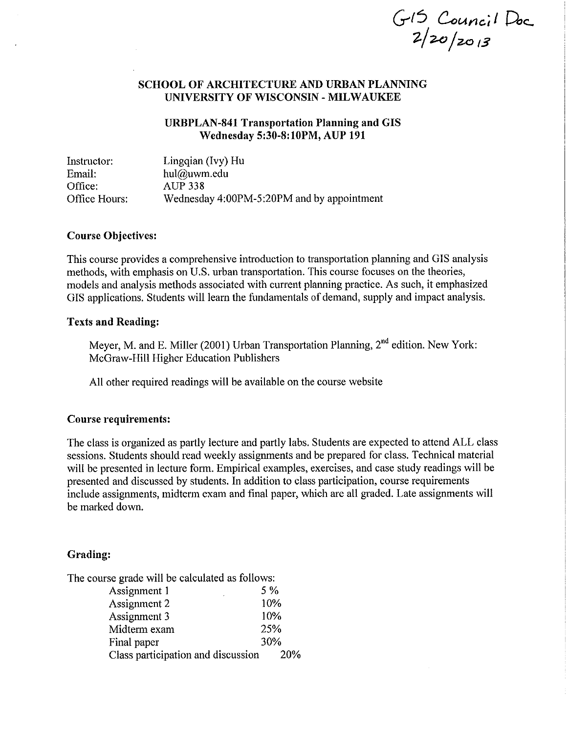GIS Council Doc.
2/20/2013

# SCHOOL OF ARCHITECTURE AND URBAN PLANNING
# UNIVERSITY OF WISCONSIN - MILWAUKEE

## URBPLAN-841 Transportation Planning and GIS
## Wednesday 5:30-8:10PM, AUP 191

| | |
|---|---|
| Instructor: | Lingqian (Ivy) Hu |
| Email: | hul@uwm.edu |
| Office: | AUP 338 |
| Office Hours: | Wednesday 4:00PM-5:20PM and by appointment |

### Course Objectives:

This course provides a comprehensive introduction to transportation planning and GIS analysis methods, with emphasis on U.S. urban transportation. This course focuses on the theories, models and analysis methods associated with current planning practice. As such, it emphasized GIS applications. Students will learn the fundamentals of demand, supply and impact analysis.

### Texts and Reading:

Meyer, M. and E. Miller (2001) Urban Transportation Planning, 2nd edition. New York: McGraw-Hill Higher Education Publishers

All other required readings will be available on the course website

### Course requirements:

The class is organized as partly lecture and partly labs. Students are expected to attend ALL class sessions. Students should read weekly assignments and be prepared for class. Technical material will be presented in lecture form. Empirical examples, exercises, and case study readings will be presented and discussed by students. In addition to class participation, course requirements include assignments, midterm exam and final paper, which are all graded. Late assignments will be marked down.

### Grading:

The course grade will be calculated as follows:

| | |
|---|---|
| Assignment 1 | 5 % |
| Assignment 2 | 10% |
| Assignment 3 | 10% |
| Midterm exam | 25% |
| Final paper | 30% |
| Class participation and discussion | 20% |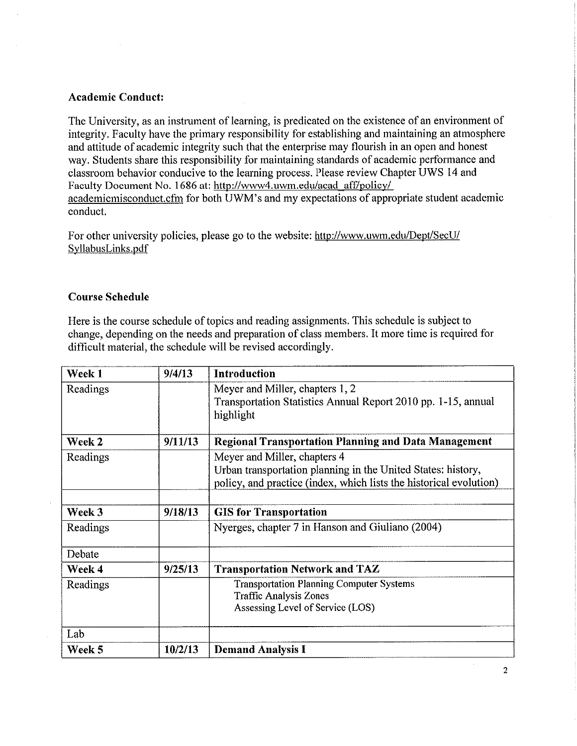**Academic Conduct:**

The University, as an instrument of learning, is predicated on the existence of an environment of integrity. Faculty have the primary responsibility for establishing and maintaining an atmosphere and attitude of academic integrity such that the enterprise may flourish in an open and honest way. Students share this responsibility for maintaining standards of academic performance and classroom behavior conducive to the learning process. Please review Chapter UWS 14 and Faculty Document No. 1686 at: http://www4.uwm.edu/acad_aff/policy/academicmisconduct.cfm for both UWM's and my expectations of appropriate student academic conduct.

For other university policies, please go to the website: http://www.uwm.edu/Dept/SecU/SyllabusLinks.pdf

**Course Schedule**

Here is the course schedule of topics and reading assignments. This schedule is subject to change, depending on the needs and preparation of class members. It more time is required for difficult material, the schedule will be revised accordingly.

| **Week 1** | **9/4/13** | **Introduction** |
|---|---|---|
| Readings | | Meyer and Miller, chapters 1, 2<br>Transportation Statistics Annual Report 2010 pp. 1-15, annual highlight |
| **Week 2** | **9/11/13** | **Regional Transportation Planning and Data Management** |
| Readings | | Meyer and Miller, chapters 4<br>Urban transportation planning in the United States: history, policy, and practice (index, which lists the historical evolution) |
| | | |
| **Week 3** | **9/18/13** | **GIS for Transportation** |
| Readings | | Nyerges, chapter 7 in Hanson and Giuliano (2004) |
| Debate | | |
| **Week 4** | **9/25/13** | **Transportation Network and TAZ** |
| Readings | | Transportation Planning Computer Systems<br>Traffic Analysis Zones<br>Assessing Level of Service (LOS) |
| Lab | | |
| **Week 5** | **10/2/13** | **Demand Analysis I** |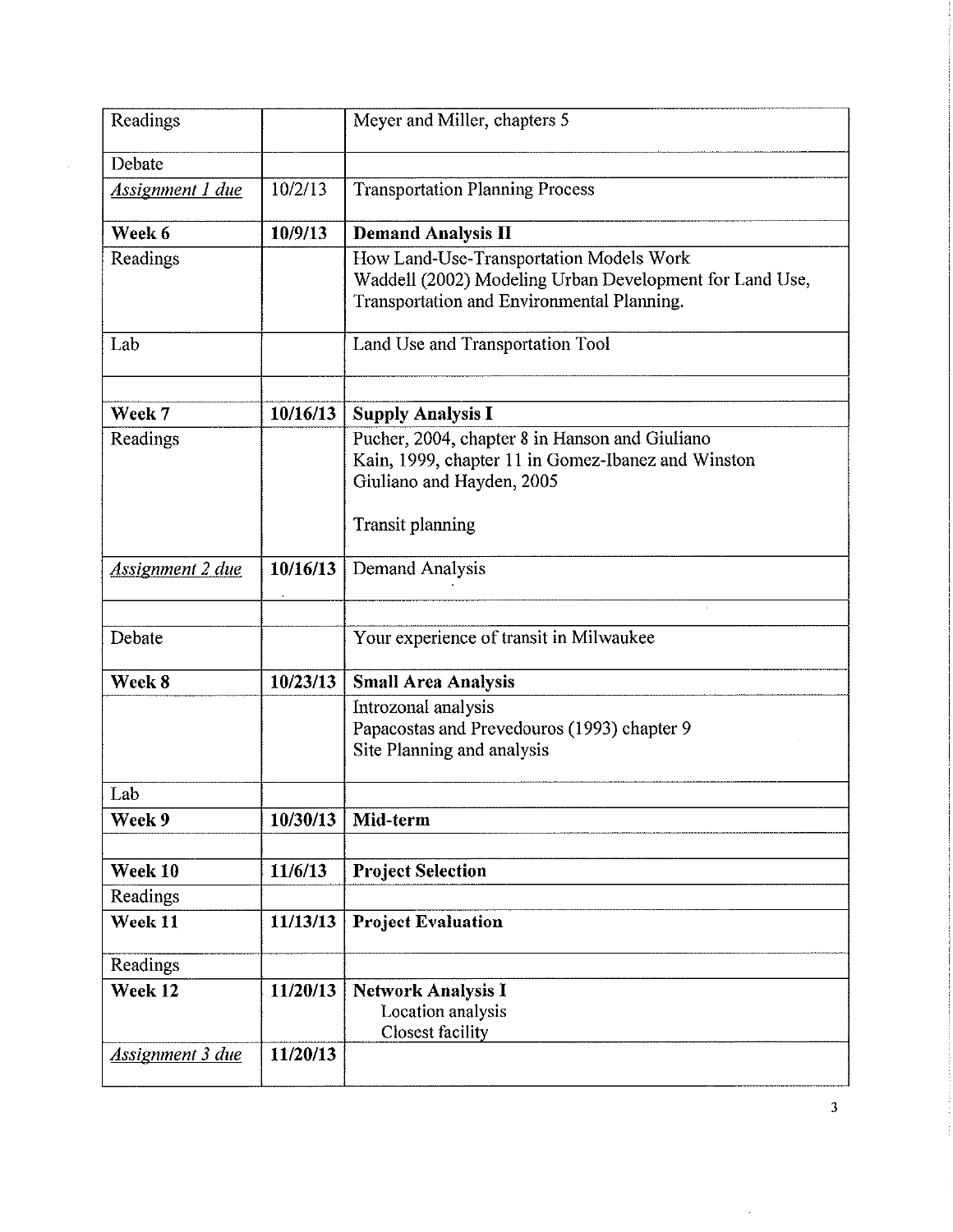| | | |
|---|---|---|
| Readings | | Meyer and Miller, chapters 5 |
| Debate | | |
| *Assignment 1 due* | 10/2/13 | Transportation Planning Process |
| **Week 6** | **10/9/13** | **Demand Analysis II** |
| Readings | | How Land-Use-Transportation Models Work<br>Waddell (2002) Modeling Urban Development for Land Use, Transportation and Environmental Planning. |
| Lab | | Land Use and Transportation Tool |
| | | |
| **Week 7** | **10/16/13** | **Supply Analysis I** |
| Readings | | Pucher, 2004, chapter 8 in Hanson and Giuliano<br>Kain, 1999, chapter 11 in Gomez-Ibanez and Winston<br>Giuliano and Hayden, 2005<br><br>Transit planning |
| *Assignment 2 due* | **10/16/13** | Demand Analysis |
| | | |
| Debate | | Your experience of transit in Milwaukee |
| **Week 8** | **10/23/13** | **Small Area Analysis** |
| | | Introzonal analysis<br>Papacostas and Prevedouros (1993) chapter 9<br>Site Planning and analysis |
| Lab | | |
| **Week 9** | **10/30/13** | **Mid-term** |
| | | |
| **Week 10** | **11/6/13** | **Project Selection** |
| Readings | | |
| **Week 11** | **11/13/13** | **Project Evaluation** |
| Readings | | |
| **Week 12** | **11/20/13** | **Network Analysis I**<br>Location analysis<br>Closest facility |
| *Assignment 3 due* | **11/20/13** | |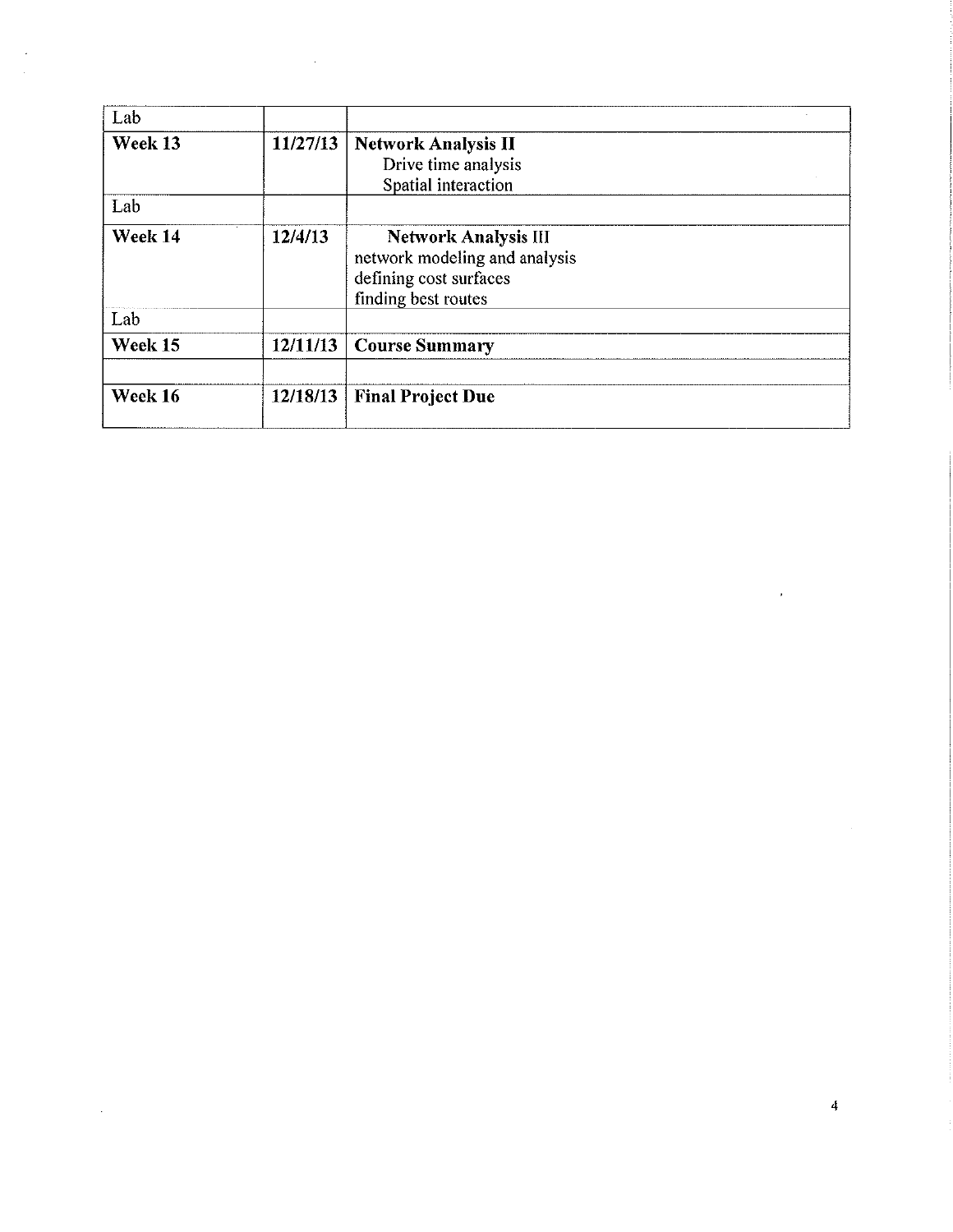| Lab | | |
|---|---|---|
| **Week 13** | **11/27/13** | **Network Analysis II**<br>Drive time analysis<br>Spatial interaction |
| Lab | | |
| **Week 14** | **12/4/13** | **Network Analysis** III<br>network modeling and analysis<br>defining cost surfaces<br>finding best routes |
| Lab | | |
| **Week 15** | **12/11/13** | **Course Summary** |
| | | |
| **Week 16** | **12/18/13** | **Final Project Due** |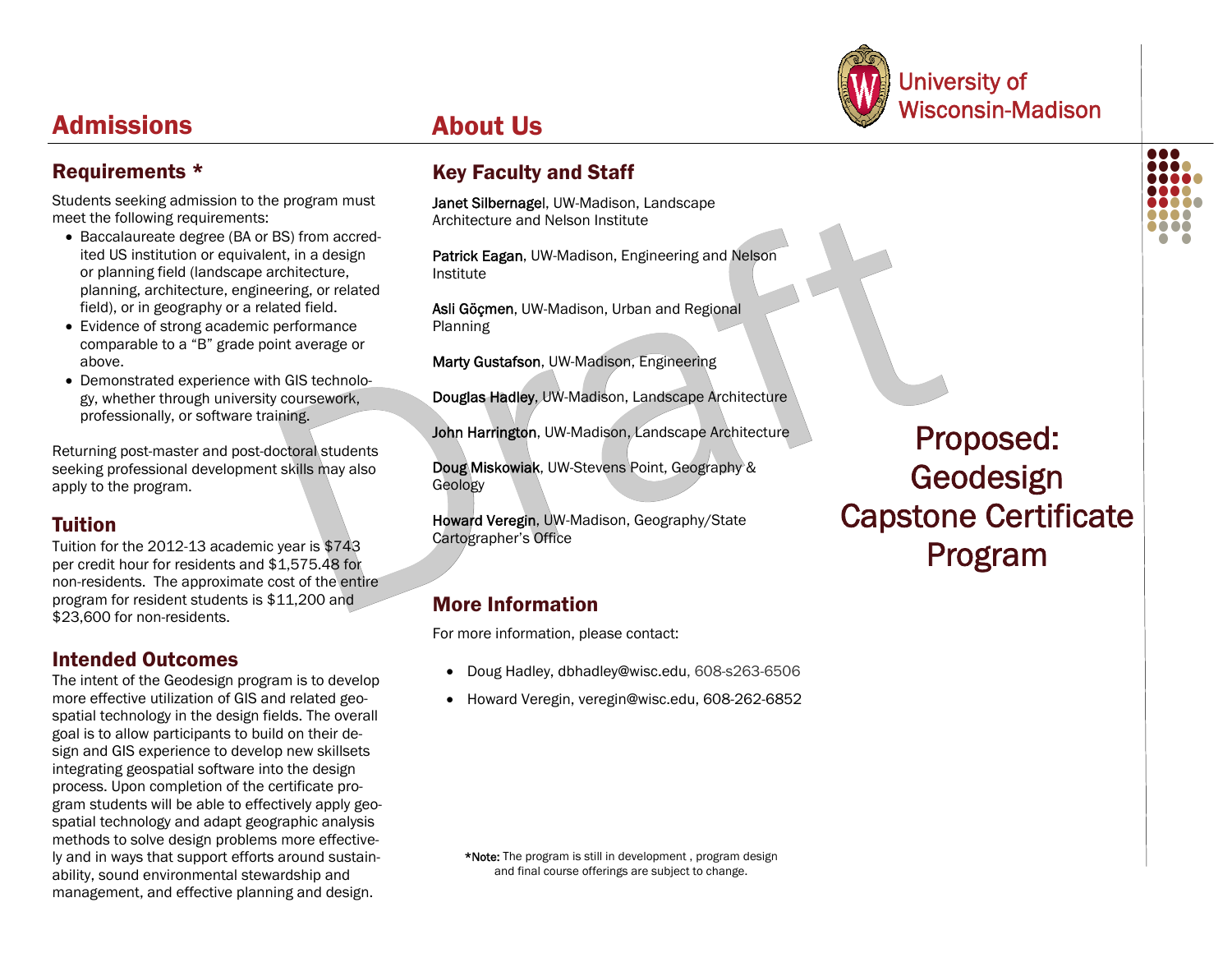# Admissions

## Requirements *

Students seeking admission to the program must meet the following requirements:

- Baccalaureate degree (BA or BS) from accredited US institution or equivalent, in a design or planning field (landscape architecture, planning, architecture, engineering, or related field), or in geography or a related field.
- Evidence of strong academic performance comparable to a "B" grade point average or above.
- Demonstrated experience with GIS technology, whether through university coursework, professionally, or software training.

Returning post-master and post-doctoral students seeking professional development skills may also apply to the program.

## Tuition

Tuition for the 2012-13 academic year is $743 per credit hour for residents and $1,575.48 for non-residents. The approximate cost of the entire program for resident students is $11,200 and $23,600 for non-residents.

## Intended Outcomes

The intent of the Geodesign program is to develop more effective utilization of GIS and related geospatial technology in the design fields. The overall goal is to allow participants to build on their design and GIS experience to develop new skillsets integrating geospatial software into the design process. Upon completion of the certificate program students will be able to effectively apply geospatial technology and adapt geographic analysis methods to solve design problems more effectively and in ways that support efforts around sustainability, sound environmental stewardship and management, and effective planning and design.

# About Us

## Key Faculty and Staff

**Janet Silbernagel**, UW-Madison, Landscape Architecture and Nelson Institute

**Patrick Eagan**, UW-Madison, Engineering and Nelson Institute

**Asli Göçmen**, UW-Madison, Urban and Regional Planning

**Marty Gustafson**, UW-Madison, Engineering

**Douglas Hadley**, UW-Madison, Landscape Architecture

**John Harrington**, UW-Madison, Landscape Architecture

**Doug Miskowiak**, UW-Stevens Point, Geography & Geology

**Howard Veregin**, UW-Madison, Geography/State Cartographer's Office

## More Information

For more information, please contact:

- Doug Hadley, dbhadley@wisc.edu, 608-s263-6506
- Howard Veregin, veregin@wisc.edu, 608-262-6852

***Note:** The program is still in development , program design and final course offerings are subject to change.

Draft

University of Wisconsin-Madison

# Proposed: Geodesign Capstone Certificate Program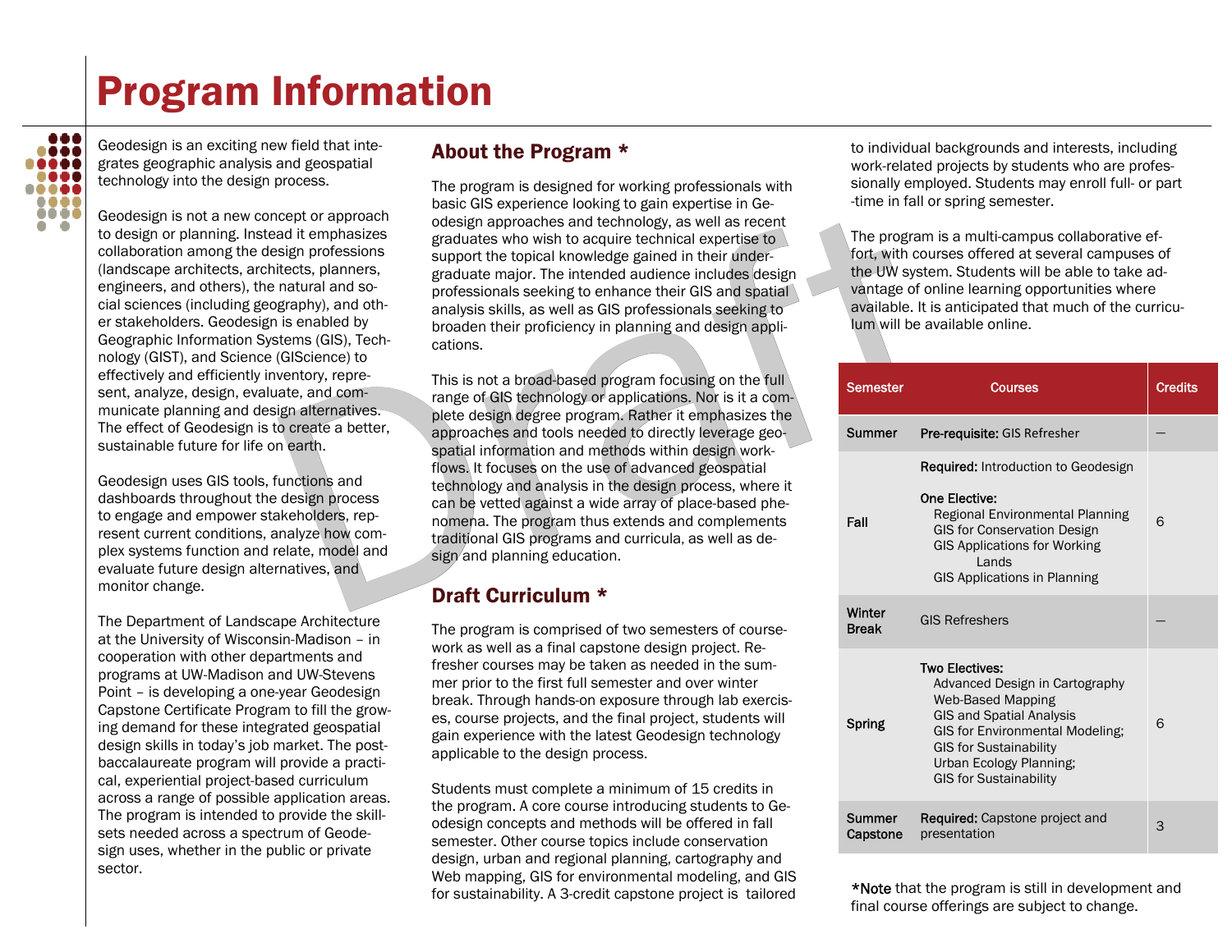# Program Information

Geodesign is an exciting new field that integrates geographic analysis and geospatial technology into the design process.

Geodesign is not a new concept or approach to design or planning. Instead it emphasizes collaboration among the design professions (landscape architects, architects, planners, engineers, and others), the natural and social sciences (including geography), and other stakeholders. Geodesign is enabled by Geographic Information Systems (GIS), Technology (GIST), and Science (GIScience) to effectively and efficiently inventory, represent, analyze, design, evaluate, and communicate planning and design alternatives. The effect of Geodesign is to create a better, sustainable future for life on earth.

Geodesign uses GIS tools, functions and dashboards throughout the design process to engage and empower stakeholders, represent current conditions, analyze how complex systems function and relate, model and evaluate future design alternatives, and monitor change.

The Department of Landscape Architecture at the University of Wisconsin-Madison – in cooperation with other departments and programs at UW-Madison and UW-Stevens Point – is developing a one-year Geodesign Capstone Certificate Program to fill the growing demand for these integrated geospatial design skills in today's job market. The post-baccalaureate program will provide a practical, experiential project-based curriculum across a range of possible application areas. The program is intended to provide the skillsets needed across a spectrum of Geodesign uses, whether in the public or private sector.

## About the Program *

The program is designed for working professionals with basic GIS experience looking to gain expertise in Geodesign approaches and technology, as well as recent graduates who wish to acquire technical expertise to support the topical knowledge gained in their undergraduate major. The intended audience includes design professionals seeking to enhance their GIS and spatial analysis skills, as well as GIS professionals seeking to broaden their proficiency in planning and design applications.

This is not a broad-based program focusing on the full range of GIS technology or applications. Nor is it a complete design degree program. Rather it emphasizes the approaches and tools needed to directly leverage geospatial information and methods within design workflows. It focuses on the use of advanced geospatial technology and analysis in the design process, where it can be vetted against a wide array of place-based phenomena. The program thus extends and complements traditional GIS programs and curricula, as well as design and planning education.

## Draft Curriculum *

The program is comprised of two semesters of coursework as well as a final capstone design project. Refresher courses may be taken as needed in the summer prior to the first full semester and over winter break. Through hands-on exposure through lab exercises, course projects, and the final project, students will gain experience with the latest Geodesign technology applicable to the design process.

Students must complete a minimum of 15 credits in the program. A core course introducing students to Geodesign concepts and methods will be offered in fall semester. Other course topics include conservation design, urban and regional planning, cartography and Web mapping, GIS for environmental modeling, and GIS for sustainability. A 3-credit capstone project is tailored to individual backgrounds and interests, including work-related projects by students who are professionally employed. Students may enroll full- or part-time in fall or spring semester.

The program is a multi-campus collaborative effort, with courses offered at several campuses of the UW system. Students will be able to take advantage of online learning opportunities where available. It is anticipated that much of the curriculum will be available online.

| Semester | Courses | Credits |
|---|---|---|
| Summer | **Pre-requisite:** GIS Refresher | — |
| Fall | **Required:** Introduction to Geodesign<br>**One Elective:**<br>Regional Environmental Planning<br>GIS for Conservation Design<br>GIS Applications for Working Lands<br>GIS Applications in Planning | 6 |
| Winter Break | GIS Refreshers | — |
| Spring | **Two Electives:**<br>Advanced Design in Cartography<br>Web-Based Mapping<br>GIS and Spatial Analysis<br>GIS for Environmental Modeling;<br>GIS for Sustainability<br>Urban Ecology Planning;<br>GIS for Sustainability | 6 |
| Summer Capstone | **Required:** Capstone project and presentation | 3 |

*Note that the program is still in development and final course offerings are subject to change.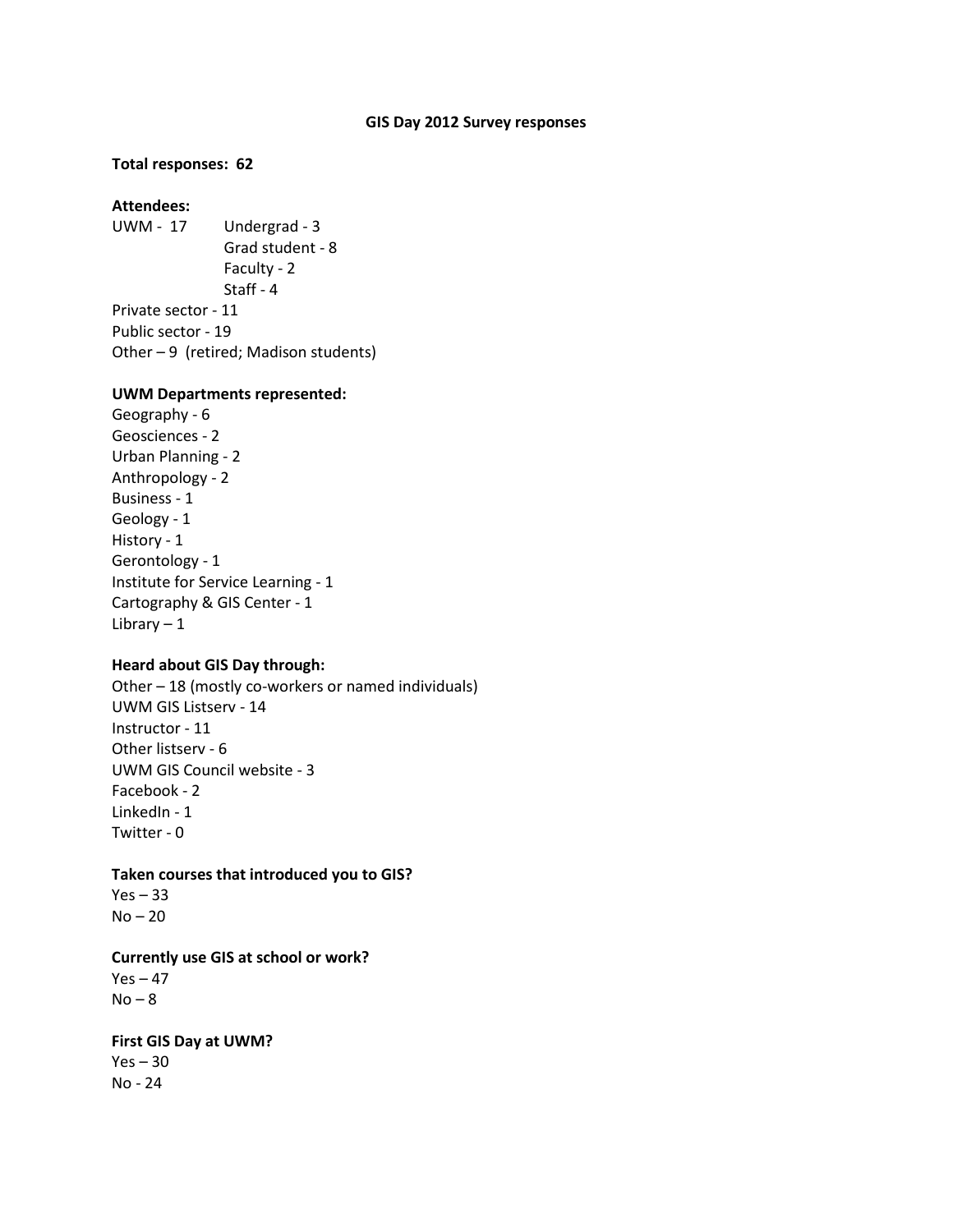**GIS Day 2012 Survey responses**

**Total responses: 62**

**Attendees:**

UWM - 17
- Undergrad - 3
- Grad student - 8
- Faculty - 2
- Staff - 4

Private sector - 11
Public sector - 19
Other – 9 (retired; Madison students)

**UWM Departments represented:**

Geography - 6
Geosciences - 2
Urban Planning - 2
Anthropology - 2
Business - 1
Geology - 1
History - 1
Gerontology - 1
Institute for Service Learning - 1
Cartography & GIS Center - 1
Library – 1

**Heard about GIS Day through:**

Other – 18 (mostly co-workers or named individuals)
UWM GIS Listserv - 14
Instructor - 11
Other listserv - 6
UWM GIS Council website - 3
Facebook - 2
LinkedIn - 1
Twitter - 0

**Taken courses that introduced you to GIS?**

Yes – 33
No – 20

**Currently use GIS at school or work?**

Yes – 47
No – 8

**First GIS Day at UWM?**

Yes – 30
No - 24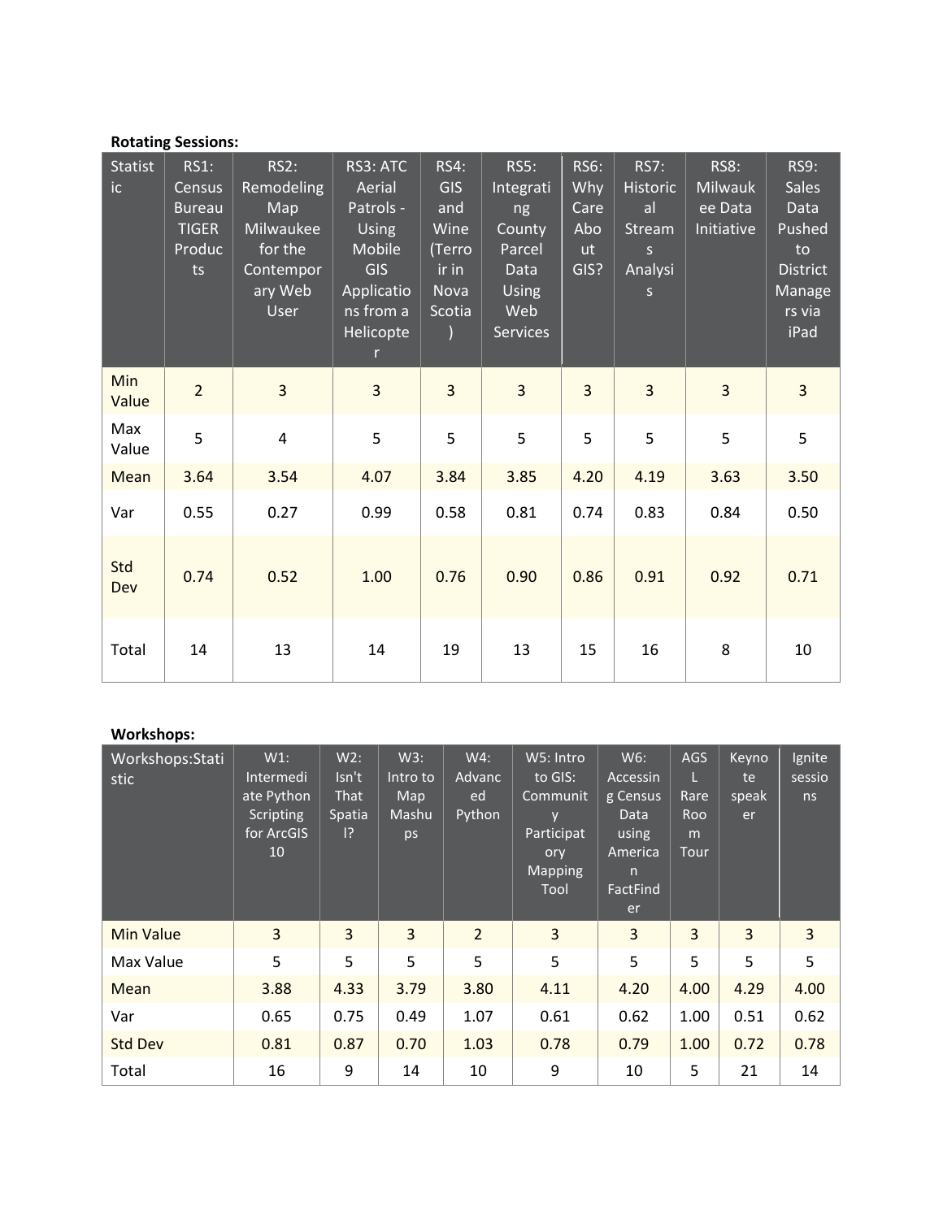**Rotating Sessions:**

| Statistic | RS1: Census Bureau TIGER Products | RS2: Remodeling Map Milwaukee for the Contemporary Web User | RS3: ATC Aerial Patrols - Using Mobile GIS Applications from a Helicopter | RS4: GIS and Wine (Terroir in Nova Scotia) | RS5: Integrating County Parcel Data Using Web Services | RS6: Why Care About GIS? | RS7: Historical Streams Analysis | RS8: Milwaukee Data Initiative | RS9: Sales Data Pushed to District Managers via iPad |
|---|---|---|---|---|---|---|---|---|---|
| Min Value | 2 | 3 | 3 | 3 | 3 | 3 | 3 | 3 | 3 |
| Max Value | 5 | 4 | 5 | 5 | 5 | 5 | 5 | 5 | 5 |
| Mean | 3.64 | 3.54 | 4.07 | 3.84 | 3.85 | 4.20 | 4.19 | 3.63 | 3.50 |
| Var | 0.55 | 0.27 | 0.99 | 0.58 | 0.81 | 0.74 | 0.83 | 0.84 | 0.50 |
| Std Dev | 0.74 | 0.52 | 1.00 | 0.76 | 0.90 | 0.86 | 0.91 | 0.92 | 0.71 |
| Total | 14 | 13 | 14 | 19 | 13 | 15 | 16 | 8 | 10 |

**Workshops:**

| Workshops:Statistic | W1: Intermediate Python Scripting for ArcGIS 10 | W2: Isn't That Spatial? | W3: Intro to Map Mashups | W4: Advanced Python | W5: Intro to GIS: Community Participatory Mapping Tool | W6: Accessing Census Data using American FactFinder | AGSL Rare Room Tour | Keynote speaker | Ignite sessions |
|---|---|---|---|---|---|---|---|---|---|
| Min Value | 3 | 3 | 3 | 2 | 3 | 3 | 3 | 3 | 3 |
| Max Value | 5 | 5 | 5 | 5 | 5 | 5 | 5 | 5 | 5 |
| Mean | 3.88 | 4.33 | 3.79 | 3.80 | 4.11 | 4.20 | 4.00 | 4.29 | 4.00 |
| Var | 0.65 | 0.75 | 0.49 | 1.07 | 0.61 | 0.62 | 1.00 | 0.51 | 0.62 |
| Std Dev | 0.81 | 0.87 | 0.70 | 1.03 | 0.78 | 0.79 | 1.00 | 0.72 | 0.78 |
| Total | 16 | 9 | 14 | 10 | 9 | 10 | 5 | 21 | 14 |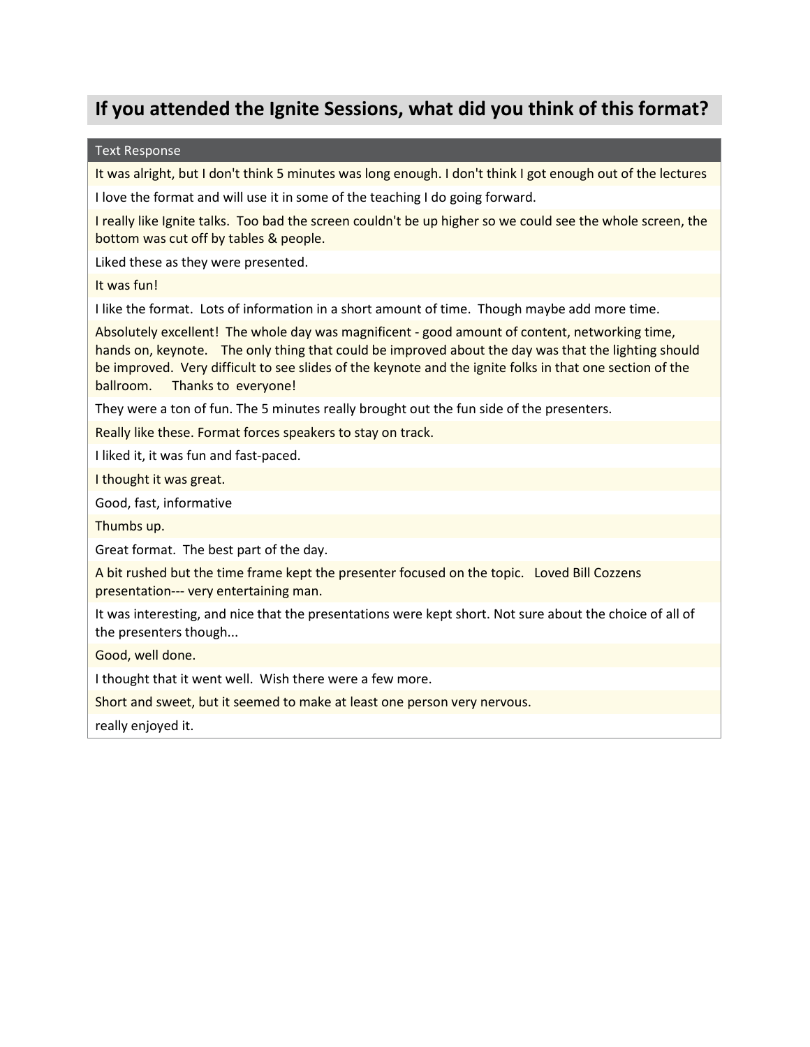## If you attended the Ignite Sessions, what did you think of this format?

| Text Response |
| --- |
| It was alright, but I don't think 5 minutes was long enough. I don't think I got enough out of the lectures |
| I love the format and will use it in some of the teaching I do going forward. |
| I really like Ignite talks. Too bad the screen couldn't be up higher so we could see the whole screen, the bottom was cut off by tables & people. |
| Liked these as they were presented. |
| It was fun! |
| I like the format. Lots of information in a short amount of time. Though maybe add more time. |
| Absolutely excellent! The whole day was magnificent - good amount of content, networking time, hands on, keynote. The only thing that could be improved about the day was that the lighting should be improved. Very difficult to see slides of the keynote and the ignite folks in that one section of the ballroom. Thanks to everyone! |
| They were a ton of fun. The 5 minutes really brought out the fun side of the presenters. |
| Really like these. Format forces speakers to stay on track. |
| I liked it, it was fun and fast-paced. |
| I thought it was great. |
| Good, fast, informative |
| Thumbs up. |
| Great format. The best part of the day. |
| A bit rushed but the time frame kept the presenter focused on the topic. Loved Bill Cozzens presentation--- very entertaining man. |
| It was interesting, and nice that the presentations were kept short. Not sure about the choice of all of the presenters though... |
| Good, well done. |
| I thought that it went well. Wish there were a few more. |
| Short and sweet, but it seemed to make at least one person very nervous. |
| really enjoyed it. |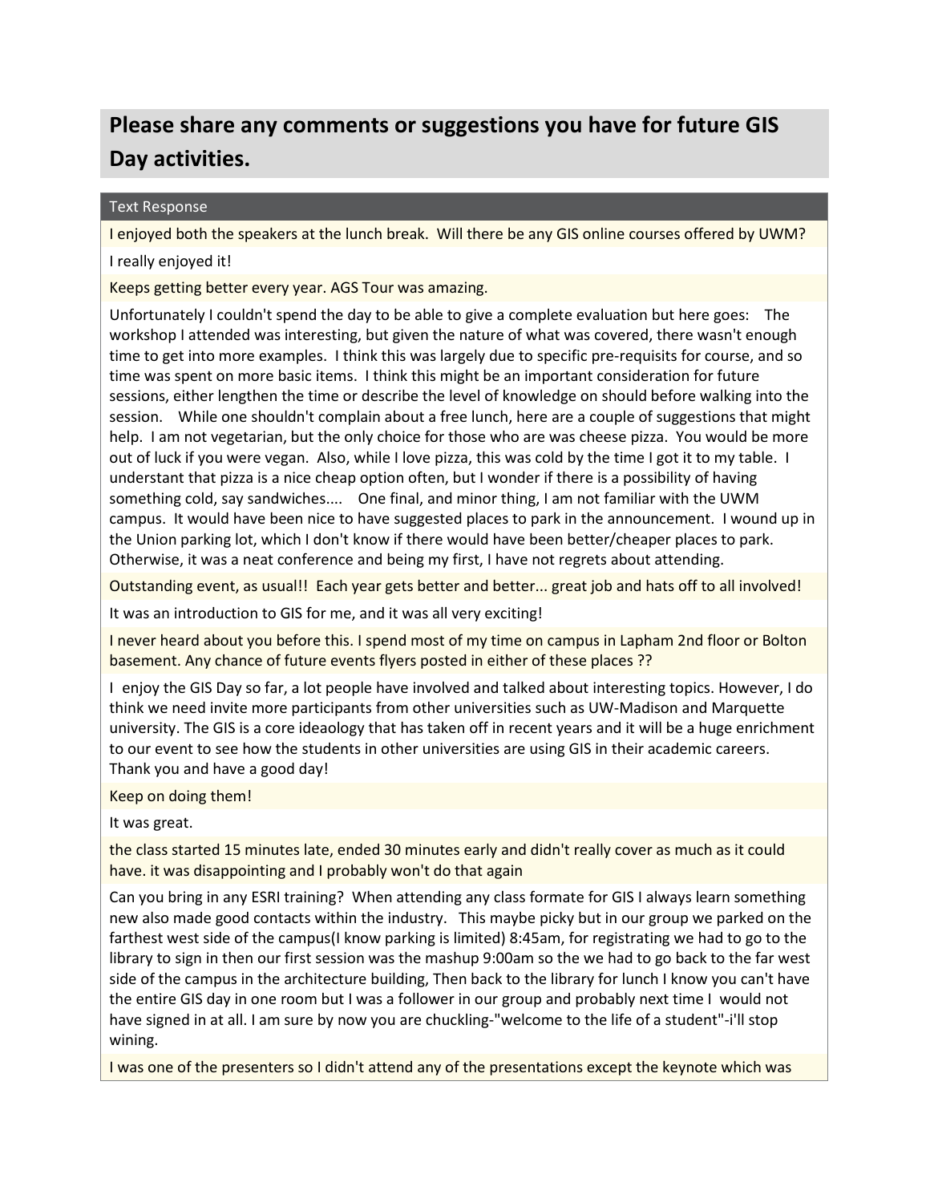## Please share any comments or suggestions you have for future GIS Day activities.

| Text Response |
| --- |
| I enjoyed both the speakers at the lunch break. Will there be any GIS online courses offered by UWM? |
| I really enjoyed it! |
| Keeps getting better every year. AGS Tour was amazing. |
| Unfortunately I couldn't spend the day to be able to give a complete evaluation but here goes: The workshop I attended was interesting, but given the nature of what was covered, there wasn't enough time to get into more examples. I think this was largely due to specific pre-requisits for course, and so time was spent on more basic items. I think this might be an important consideration for future sessions, either lengthen the time or describe the level of knowledge on should before walking into the session. While one shouldn't complain about a free lunch, here are a couple of suggestions that might help. I am not vegetarian, but the only choice for those who are was cheese pizza. You would be more out of luck if you were vegan. Also, while I love pizza, this was cold by the time I got it to my table. I understant that pizza is a nice cheap option often, but I wonder if there is a possibility of having something cold, say sandwiches.... One final, and minor thing, I am not familiar with the UWM campus. It would have been nice to have suggested places to park in the announcement. I wound up in the Union parking lot, which I don't know if there would have been better/cheaper places to park. Otherwise, it was a neat conference and being my first, I have not regrets about attending. |
| Outstanding event, as usual!! Each year gets better and better... great job and hats off to all involved! |
| It was an introduction to GIS for me, and it was all very exciting! |
| I never heard about you before this. I spend most of my time on campus in Lapham 2nd floor or Bolton basement. Any chance of future events flyers posted in either of these places ?? |
| I enjoy the GIS Day so far, a lot people have involved and talked about interesting topics. However, I do think we need invite more participants from other universities such as UW-Madison and Marquette university. The GIS is a core ideaology that has taken off in recent years and it will be a huge enrichment to our event to see how the students in other universities are using GIS in their academic careers. Thank you and have a good day! |
| Keep on doing them! |
| It was great. |
| the class started 15 minutes late, ended 30 minutes early and didn't really cover as much as it could have. it was disappointing and I probably won't do that again |
| Can you bring in any ESRI training? When attending any class formate for GIS I always learn something new also made good contacts within the industry. This maybe picky but in our group we parked on the farthest west side of the campus(I know parking is limited) 8:45am, for registrating we had to go to the library to sign in then our first session was the mashup 9:00am so the we had to go back to the far west side of the campus in the architecture building, Then back to the library for lunch I know you can't have the entire GIS day in one room but I was a follower in our group and probably next time I would not have signed in at all. I am sure by now you are chuckling-"welcome to the life of a student"-i'll stop wining. |
| I was one of the presenters so I didn't attend any of the presentations except the keynote which was |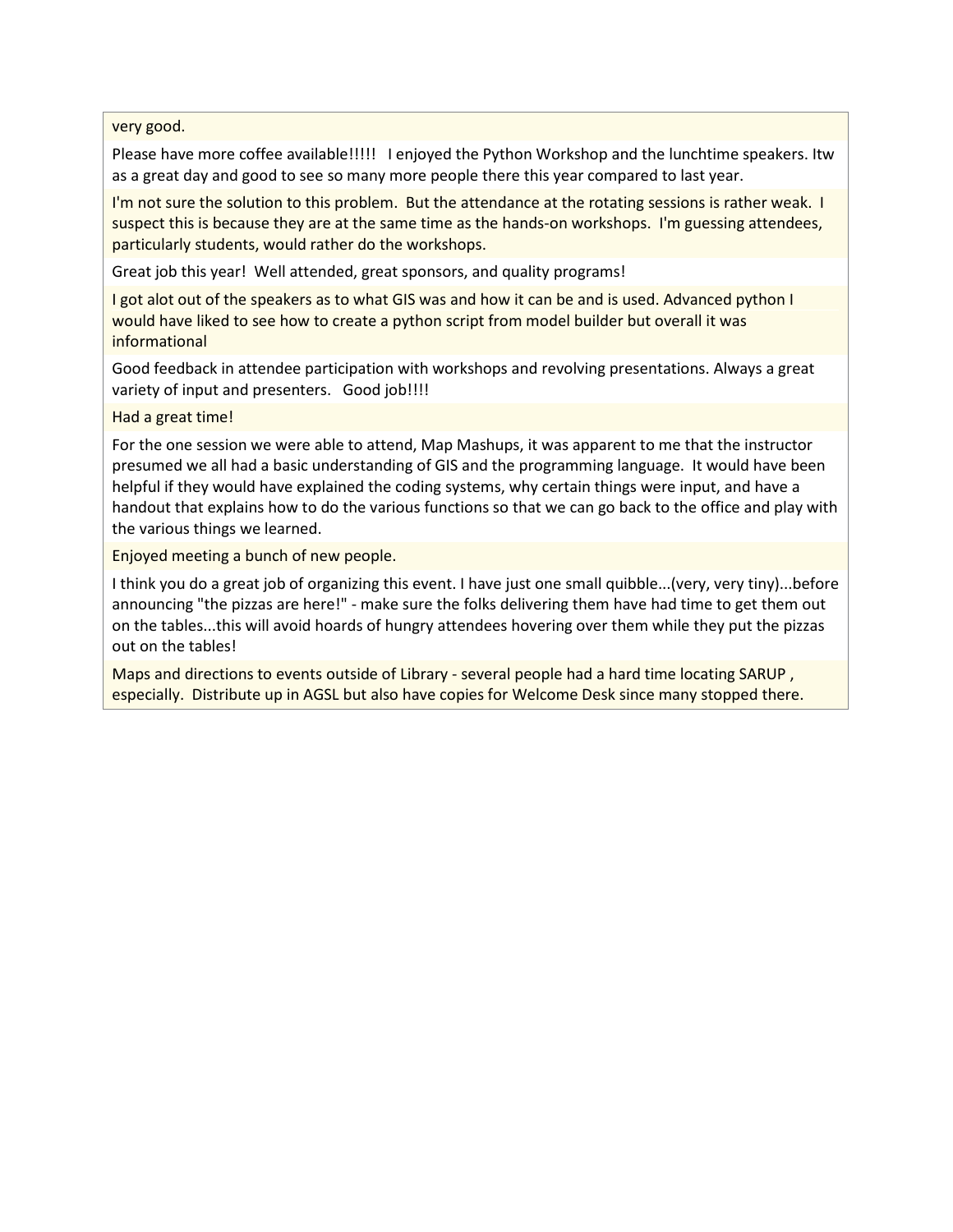| |
|---|
| very good. |
| Please have more coffee available!!!!! I enjoyed the Python Workshop and the lunchtime speakers. Itw as a great day and good to see so many more people there this year compared to last year. |
| I'm not sure the solution to this problem. But the attendance at the rotating sessions is rather weak. I suspect this is because they are at the same time as the hands-on workshops. I'm guessing attendees, particularly students, would rather do the workshops. |
| Great job this year! Well attended, great sponsors, and quality programs! |
| I got alot out of the speakers as to what GIS was and how it can be and is used. Advanced python I would have liked to see how to create a python script from model builder but overall it was informational |
| Good feedback in attendee participation with workshops and revolving presentations. Always a great variety of input and presenters. Good job!!!! |
| Had a great time! |
| For the one session we were able to attend, Map Mashups, it was apparent to me that the instructor presumed we all had a basic understanding of GIS and the programming language. It would have been helpful if they would have explained the coding systems, why certain things were input, and have a handout that explains how to do the various functions so that we can go back to the office and play with the various things we learned. |
| Enjoyed meeting a bunch of new people. |
| I think you do a great job of organizing this event. I have just one small quibble...(very, very tiny)...before announcing "the pizzas are here!" - make sure the folks delivering them have had time to get them out on the tables...this will avoid hoards of hungry attendees hovering over them while they put the pizzas out on the tables! |
| Maps and directions to events outside of Library - several people had a hard time locating SARUP , especially. Distribute up in AGSL but also have copies for Welcome Desk since many stopped there. |